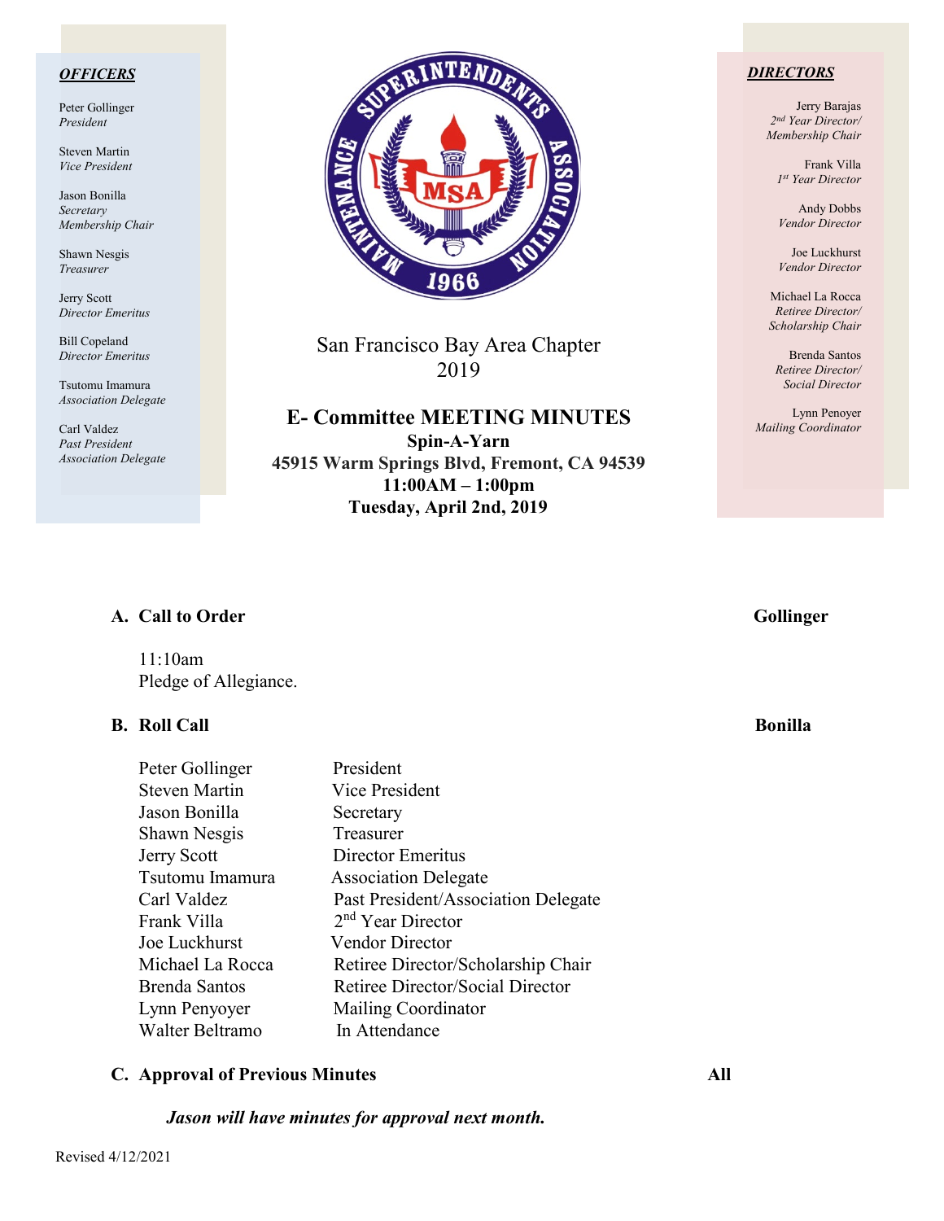***OFFICERS***

Peter Gollinger
*President*

Steven Martin
*Vice President*

Jason Bonilla
*Secretary*
*Membership Chair*

Shawn Nesgis
*Treasurer*

Jerry Scott
*Director Emeritus*

Bill Copeland
*Director Emeritus*

Tsutomu Imamura
*Association Delegate*

Carl Valdez
*Past President*
*Association Delegate*

***DIRECTORS***

Jerry Barajas
*2nd Year Director/*
*Membership Chair*

Frank Villa
*1st Year Director*

Andy Dobbs
*Vendor Director*

Joe Luckhurst
*Vendor Director*

Michael La Rocca
*Retiree Director/*
*Scholarship Chair*

Brenda Santos
*Retiree Director/*
*Social Director*

Lynn Penoyer
*Mailing Coordinator*

San Francisco Bay Area Chapter
2019

# E- Committee MEETING MINUTES

**Spin-A-Yarn**
**45915 Warm Springs Blvd, Fremont, CA 94539**
**11:00AM – 1:00pm**
**Tuesday, April 2nd, 2019**

## A. Call to Order — Gollinger

11:10am
Pledge of Allegiance.

## B. Roll Call — Bonilla

| | |
|---|---|
| Peter Gollinger | President |
| Steven Martin | Vice President |
| Jason Bonilla | Secretary |
| Shawn Nesgis | Treasurer |
| Jerry Scott | Director Emeritus |
| Tsutomu Imamura | Association Delegate |
| Carl Valdez | Past President/Association Delegate |
| Frank Villa | 2nd Year Director |
| Joe Luckhurst | Vendor Director |
| Michael La Rocca | Retiree Director/Scholarship Chair |
| Brenda Santos | Retiree Director/Social Director |
| Lynn Penyoyer | Mailing Coordinator |
| Walter Beltramo | In Attendance |

## C. Approval of Previous Minutes — All

***Jason will have minutes for approval next month.***

Revised 4/12/2021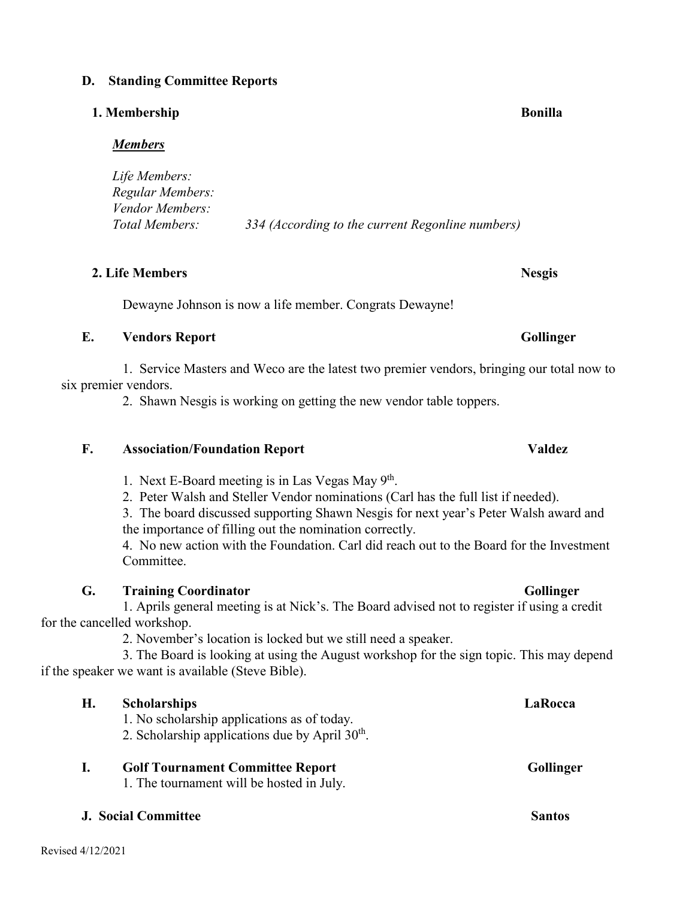## D. Standing Committee Reports

### 1. Membership — Bonilla

***Members***

*Life Members:*
*Regular Members:*
*Vendor Members:*
*Total Members:* *334 (According to the current Regonline numbers)*

### 2. Life Members — Nesgis

Dewayne Johnson is now a life member. Congrats Dewayne!

## E. Vendors Report — Gollinger

1. Service Masters and Weco are the latest two premier vendors, bringing our total now to six premier vendors.
2. Shawn Nesgis is working on getting the new vendor table toppers.

## F. Association/Foundation Report — Valdez

1. Next E-Board meeting is in Las Vegas May 9th.
2. Peter Walsh and Steller Vendor nominations (Carl has the full list if needed).
3. The board discussed supporting Shawn Nesgis for next year's Peter Walsh award and the importance of filling out the nomination correctly.
4. No new action with the Foundation. Carl did reach out to the Board for the Investment Committee.

## G. Training Coordinator — Gollinger

1. Aprils general meeting is at Nick's. The Board advised not to register if using a credit for the cancelled workshop.
2. November's location is locked but we still need a speaker.
3. The Board is looking at using the August workshop for the sign topic. This may depend if the speaker we want is available (Steve Bible).

## H. Scholarships — LaRocca

1. No scholarship applications as of today.
2. Scholarship applications due by April 30th.

## I. Golf Tournament Committee Report — Gollinger

1. The tournament will be hosted in July.

## J. Social Committee — Santos

Revised 4/12/2021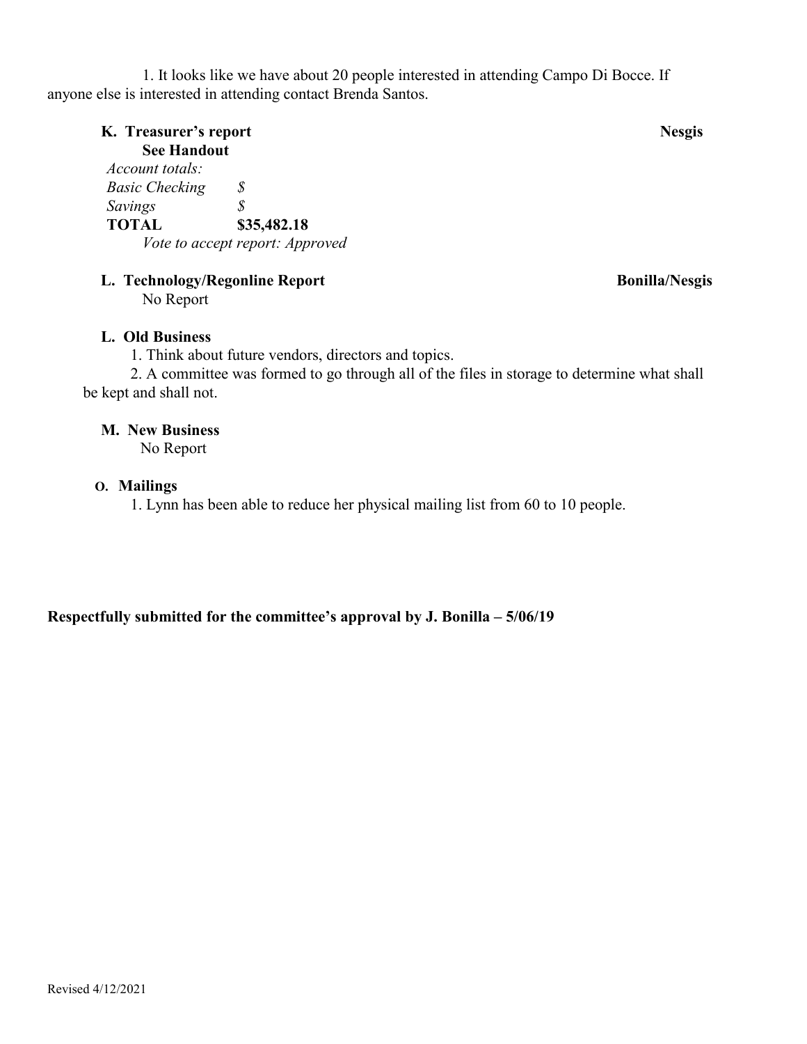1. It looks like we have about 20 people interested in attending Campo Di Bocce. If anyone else is interested in attending contact Brenda Santos.

**K. Treasurer's report** **Nesgis**

**See Handout**

| | |
|---|---|
| *Account totals:* | |
| *Basic Checking* | *$* |
| *Savings* | *$* |
| **TOTAL** | **$35,482.18** |

*Vote to accept report: Approved*

**L. Technology/Regonline Report** **Bonilla/Nesgis**

No Report

**L. Old Business**

1. Think about future vendors, directors and topics.
2. A committee was formed to go through all of the files in storage to determine what shall be kept and shall not.

**M. New Business**

No Report

**O. Mailings**

1. Lynn has been able to reduce her physical mailing list from 60 to 10 people.

**Respectfully submitted for the committee's approval by J. Bonilla – 5/06/19**

Revised 4/12/2021